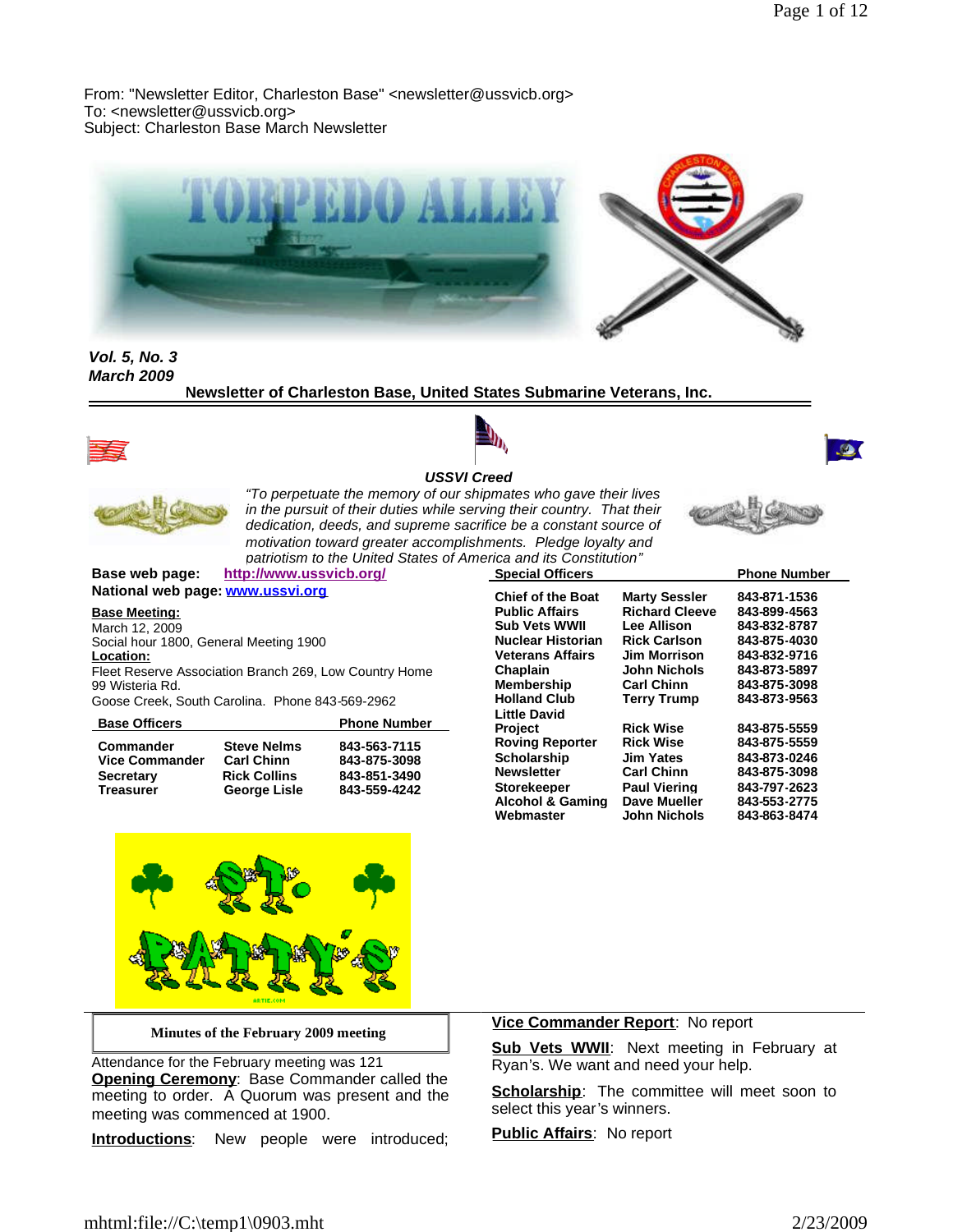From: "Newsletter Editor, Charleston Base" <newsletter@ussvicb.org>
To: <newsletter@ussvicb.org>
Subject: Charleston Base March Newsletter

# TORPEDO ALLEY

***Vol. 5, No. 3***
***March 2009***

**Newsletter of Charleston Base, United States Submarine Veterans, Inc.**

***USSVI Creed***

*"To perpetuate the memory of our shipmates who gave their lives in the pursuit of their duties while serving their country. That their dedication, deeds, and supreme sacrifice be a constant source of motivation toward greater accomplishments. Pledge loyalty and patriotism to the United States of America and its Constitution"*

**Base web page:** http://www.ussvicb.org/
**National web page:** www.ussvi.org

**Base Meeting:**
March 12, 2009
Social hour 1800, General Meeting 1900

**Location:**
Fleet Reserve Association Branch 269, Low Country Home
99 Wisteria Rd.
Goose Creek, South Carolina. Phone 843-569-2962

| Base Officers | | Phone Number |
|---|---|---|
| Commander | Steve Nelms | 843-563-7115 |
| Vice Commander | Carl Chinn | 843-875-3098 |
| Secretary | Rick Collins | 843-851-3490 |
| Treasurer | George Lisle | 843-559-4242 |

| Special Officers | | Phone Number |
|---|---|---|
| Chief of the Boat | Marty Sessler | 843-871-1536 |
| Public Affairs | Richard Cleeve | 843-899-4563 |
| Sub Vets WWII | Lee Allison | 843-832-8787 |
| Nuclear Historian | Rick Carlson | 843-875-4030 |
| Veterans Affairs | Jim Morrison | 843-832-9716 |
| Chaplain | John Nichols | 843-873-5897 |
| Membership | Carl Chinn | 843-875-3098 |
| Holland Club | Terry Trump | 843-873-9563 |
| Little David Project | Rick Wise | 843-875-5559 |
| Roving Reporter | Rick Wise | 843-875-5559 |
| Scholarship | Jim Yates | 843-873-0246 |
| Newsletter | Carl Chinn | 843-875-3098 |
| Storekeeper | Paul Viering | 843-797-2623 |
| Alcohol & Gaming | Dave Mueller | 843-553-2775 |
| Webmaster | John Nichols | 843-863-8474 |

## Minutes of the February 2009 meeting

Attendance for the February meeting was 121

**Opening Ceremony**: Base Commander called the meeting to order. A Quorum was present and the meeting was commenced at 1900.

**Introductions**: New people were introduced;

**Vice Commander Report**: No report

**Sub Vets WWII**: Next meeting in February at Ryan's. We want and need your help.

**Scholarship**: The committee will meet soon to select this year's winners.

**Public Affairs**: No report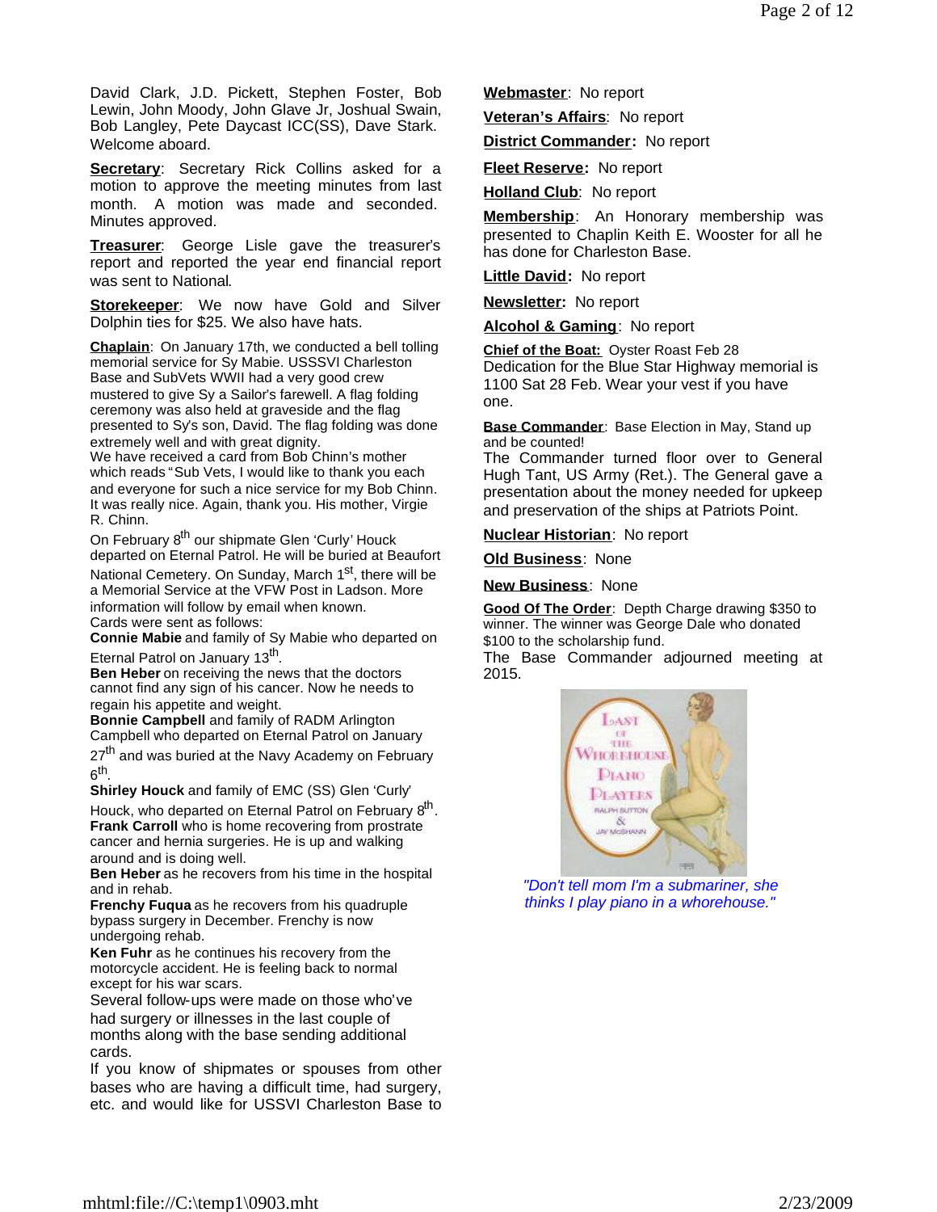David Clark, J.D. Pickett, Stephen Foster, Bob Lewin, John Moody, John Glave Jr, Joshual Swain, Bob Langley, Pete Daycast ICC(SS), Dave Stark. Welcome aboard.

**Secretary**: Secretary Rick Collins asked for a motion to approve the meeting minutes from last month. A motion was made and seconded. Minutes approved.

**Treasurer**: George Lisle gave the treasurer's report and reported the year end financial report was sent to National.

**Storekeeper**: We now have Gold and Silver Dolphin ties for $25. We also have hats.

**Chaplain**: On January 17th, we conducted a bell tolling memorial service for Sy Mabie. USSSVI Charleston Base and SubVets WWII had a very good crew mustered to give Sy a Sailor's farewell. A flag folding ceremony was also held at graveside and the flag presented to Sy's son, David. The flag folding was done extremely well and with great dignity.
We have received a card from Bob Chinn's mother which reads "Sub Vets, I would like to thank you each and everyone for such a nice service for my Bob Chinn. It was really nice. Again, thank you. His mother, Virgie R. Chinn.

On February 8th our shipmate Glen 'Curly' Houck departed on Eternal Patrol. He will be buried at Beaufort National Cemetery. On Sunday, March 1st, there will be a Memorial Service at the VFW Post in Ladson. More information will follow by email when known.
Cards were sent as follows:
**Connie Mabie** and family of Sy Mabie who departed on Eternal Patrol on January 13th.
**Ben Heber** on receiving the news that the doctors cannot find any sign of his cancer. Now he needs to regain his appetite and weight.
**Bonnie Campbell** and family of RADM Arlington Campbell who departed on Eternal Patrol on January 27th and was buried at the Navy Academy on February 6th.
**Shirley Houck** and family of EMC (SS) Glen 'Curly' Houck, who departed on Eternal Patrol on February 8th.
**Frank Carroll** who is home recovering from prostrate cancer and hernia surgeries. He is up and walking around and is doing well.
**Ben Heber** as he recovers from his time in the hospital and in rehab.
**Frenchy Fuqua** as he recovers from his quadruple bypass surgery in December. Frenchy is now undergoing rehab.
**Ken Fuhr** as he continues his recovery from the motorcycle accident. He is feeling back to normal except for his war scars.
Several follow-ups were made on those who've had surgery or illnesses in the last couple of months along with the base sending additional cards.
If you know of shipmates or spouses from other bases who are having a difficult time, had surgery, etc. and would like for USSVI Charleston Base to

**Webmaster**: No report

**Veteran's Affairs**: No report

**District Commander:** No report

**Fleet Reserve:** No report

**Holland Club**: No report

**Membership**: An Honorary membership was presented to Chaplin Keith E. Wooster for all he has done for Charleston Base.

**Little David:** No report

**Newsletter:** No report

**Alcohol & Gaming**: No report

**Chief of the Boat:** Oyster Roast Feb 28
Dedication for the Blue Star Highway memorial is 1100 Sat 28 Feb. Wear your vest if you have one.

**Base Commander**: Base Election in May, Stand up and be counted!
The Commander turned floor over to General Hugh Tant, US Army (Ret.). The General gave a presentation about the money needed for upkeep and preservation of the ships at Patriots Point.

**Nuclear Historian**: No report

**Old Business**: None

**New Business**: None

**Good Of The Order**: Depth Charge drawing $350 to winner. The winner was George Dale who donated $100 to the scholarship fund.
The Base Commander adjourned meeting at 2015.

*"Don't tell mom I'm a submariner, she thinks I play piano in a whorehouse."*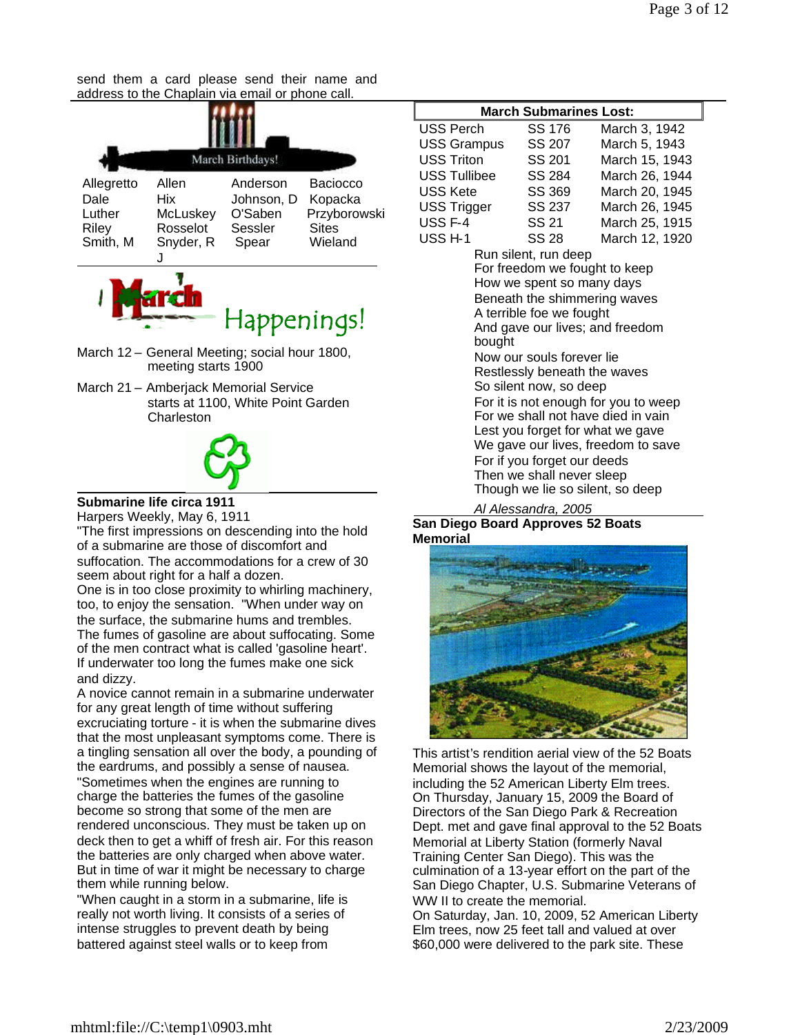send them a card please send their name and address to the Chaplain via email or phone call.

March Birthdays!

| | | | |
|---|---|---|---|
| Allegretto | Allen | Anderson | Baciocco |
| Dale | Hix | Johnson, D | Kopacka |
| Luther | McLuskey | O'Saben | Przyborowski |
| Riley | Rosselot | Sessler | Sites |
| Smith, M | Snyder, R J | Spear | Wieland |

## March Happenings!

March 12 – General Meeting; social hour 1800, meeting starts 1900

March 21 – Amberjack Memorial Service starts at 1100, White Point Garden Charleston

### Submarine life circa 1911

Harpers Weekly, May 6, 1911

"The first impressions on descending into the hold of a submarine are those of discomfort and suffocation. The accommodations for a crew of 30 seem about right for a half a dozen.

One is in too close proximity to whirling machinery, too, to enjoy the sensation. "When under way on the surface, the submarine hums and trembles. The fumes of gasoline are about suffocating. Some of the men contract what is called 'gasoline heart'. If underwater too long the fumes make one sick and dizzy.

A novice cannot remain in a submarine underwater for any great length of time without suffering excruciating torture - it is when the submarine dives that the most unpleasant symptoms come. There is a tingling sensation all over the body, a pounding of the eardrums, and possibly a sense of nausea.

"Sometimes when the engines are running to charge the batteries the fumes of the gasoline become so strong that some of the men are rendered unconscious. They must be taken up on deck then to get a whiff of fresh air. For this reason the batteries are only charged when above water. But in time of war it might be necessary to charge them while running below.

"When caught in a storm in a submarine, life is really not worth living. It consists of a series of intense struggles to prevent death by being battered against steel walls or to keep from

| March Submarines Lost: | | |
|---|---|---|
| USS Perch | SS 176 | March 3, 1942 |
| USS Grampus | SS 207 | March 5, 1943 |
| USS Triton | SS 201 | March 15, 1943 |
| USS Tullibee | SS 284 | March 26, 1944 |
| USS Kete | SS 369 | March 20, 1945 |
| USS Trigger | SS 237 | March 26, 1945 |
| USS F-4 | SS 21 | March 25, 1915 |
| USS H-1 | SS 28 | March 12, 1920 |

Run silent, run deep
For freedom we fought to keep
How we spent so many days
Beneath the shimmering waves
A terrible foe we fought
And gave our lives; and freedom bought
Now our souls forever lie
Restlessly beneath the waves
So silent now, so deep
For it is not enough for you to weep
For we shall not have died in vain
Lest you forget for what we gave
We gave our lives, freedom to save
For if you forget our deeds
Then we shall never sleep
Though we lie so silent, so deep

*Al Alessandra, 2005*

### San Diego Board Approves 52 Boats Memorial

This artist's rendition aerial view of the 52 Boats Memorial shows the layout of the memorial, including the 52 American Liberty Elm trees.

On Thursday, January 15, 2009 the Board of Directors of the San Diego Park & Recreation Dept. met and gave final approval to the 52 Boats Memorial at Liberty Station (formerly Naval Training Center San Diego). This was the culmination of a 13-year effort on the part of the San Diego Chapter, U.S. Submarine Veterans of WW II to create the memorial.

On Saturday, Jan. 10, 2009, 52 American Liberty Elm trees, now 25 feet tall and valued at over $60,000 were delivered to the park site. These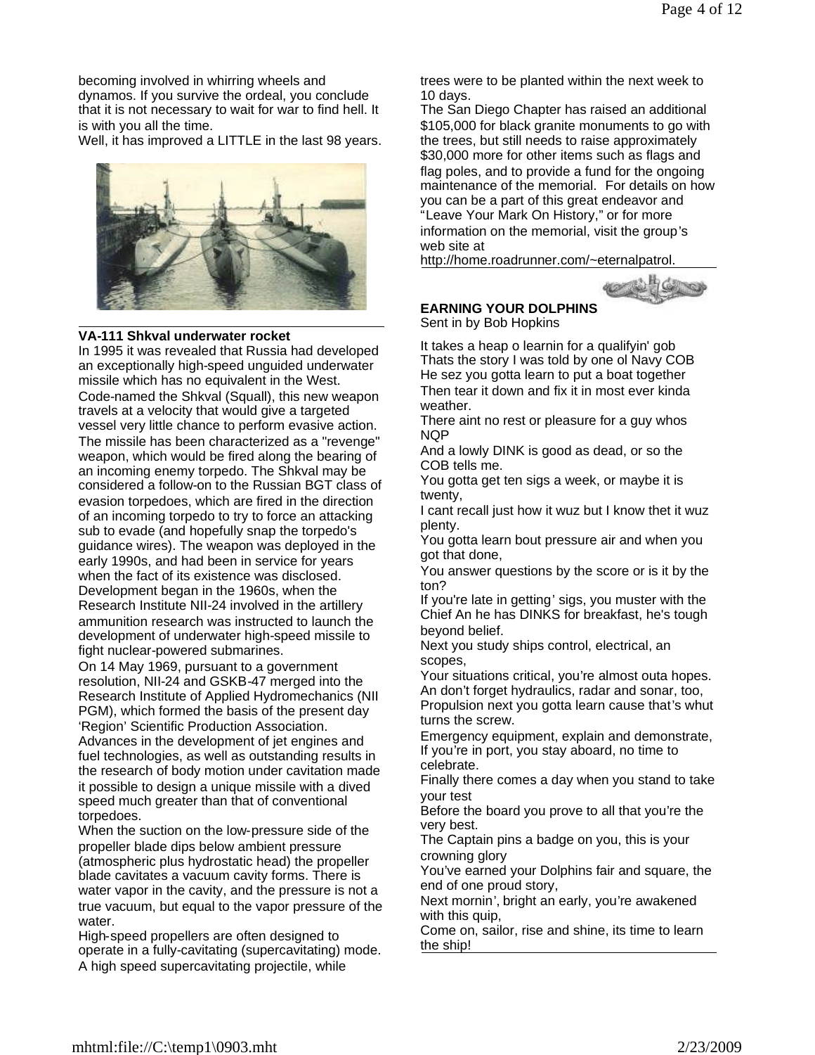becoming involved in whirring wheels and dynamos. If you survive the ordeal, you conclude that it is not necessary to wait for war to find hell. It is with you all the time.

Well, it has improved a LITTLE in the last 98 years.

## VA-111 Shkval underwater rocket

In 1995 it was revealed that Russia had developed an exceptionally high-speed unguided underwater missile which has no equivalent in the West. Code-named the Shkval (Squall), this new weapon travels at a velocity that would give a targeted vessel very little chance to perform evasive action. The missile has been characterized as a "revenge" weapon, which would be fired along the bearing of an incoming enemy torpedo. The Shkval may be considered a follow-on to the Russian BGT class of evasion torpedoes, which are fired in the direction of an incoming torpedo to try to force an attacking sub to evade (and hopefully snap the torpedo's guidance wires). The weapon was deployed in the early 1990s, and had been in service for years when the fact of its existence was disclosed. Development began in the 1960s, when the Research Institute NII-24 involved in the artillery ammunition research was instructed to launch the development of underwater high-speed missile to fight nuclear-powered submarines.

On 14 May 1969, pursuant to a government resolution, NII-24 and GSKB-47 merged into the Research Institute of Applied Hydromechanics (NII PGM), which formed the basis of the present day 'Region' Scientific Production Association.

Advances in the development of jet engines and fuel technologies, as well as outstanding results in the research of body motion under cavitation made it possible to design a unique missile with a dived speed much greater than that of conventional torpedoes.

When the suction on the low-pressure side of the propeller blade dips below ambient pressure (atmospheric plus hydrostatic head) the propeller blade cavitates a vacuum cavity forms. There is water vapor in the cavity, and the pressure is not a true vacuum, but equal to the vapor pressure of the water.

High-speed propellers are often designed to operate in a fully-cavitating (supercavitating) mode. A high speed supercavitating projectile, while

trees were to be planted within the next week to 10 days.

The San Diego Chapter has raised an additional $105,000 for black granite monuments to go with the trees, but still needs to raise approximately $30,000 more for other items such as flags and flag poles, and to provide a fund for the ongoing maintenance of the memorial. For details on how you can be a part of this great endeavor and "Leave Your Mark On History," or for more information on the memorial, visit the group's web site at http://home.roadrunner.com/~eternalpatrol.

## EARNING YOUR DOLPHINS

Sent in by Bob Hopkins

It takes a heap o learnin for a qualifyin' gob
Thats the story I was told by one ol Navy COB
He sez you gotta learn to put a boat together
Then tear it down and fix it in most ever kinda weather.
There aint no rest or pleasure for a guy whos NQP
And a lowly DINK is good as dead, or so the COB tells me.
You gotta get ten sigs a week, or maybe it is twenty,
I cant recall just how it wuz but I know thet it wuz plenty.
You gotta learn bout pressure air and when you got that done,
You answer questions by the score or is it by the ton?
If you're late in getting' sigs, you muster with the Chief An he has DINKS for breakfast, he's tough beyond belief.
Next you study ships control, electrical, an scopes,
Your situations critical, you're almost outa hopes.
An don't forget hydraulics, radar and sonar, too,
Propulsion next you gotta learn cause that's whut turns the screw.
Emergency equipment, explain and demonstrate,
If you're in port, you stay aboard, no time to celebrate.
Finally there comes a day when you stand to take your test
Before the board you prove to all that you're the very best.
The Captain pins a badge on you, this is your crowning glory
You've earned your Dolphins fair and square, the end of one proud story,
Next mornin', bright an early, you're awakened with this quip,
Come on, sailor, rise and shine, its time to learn the ship!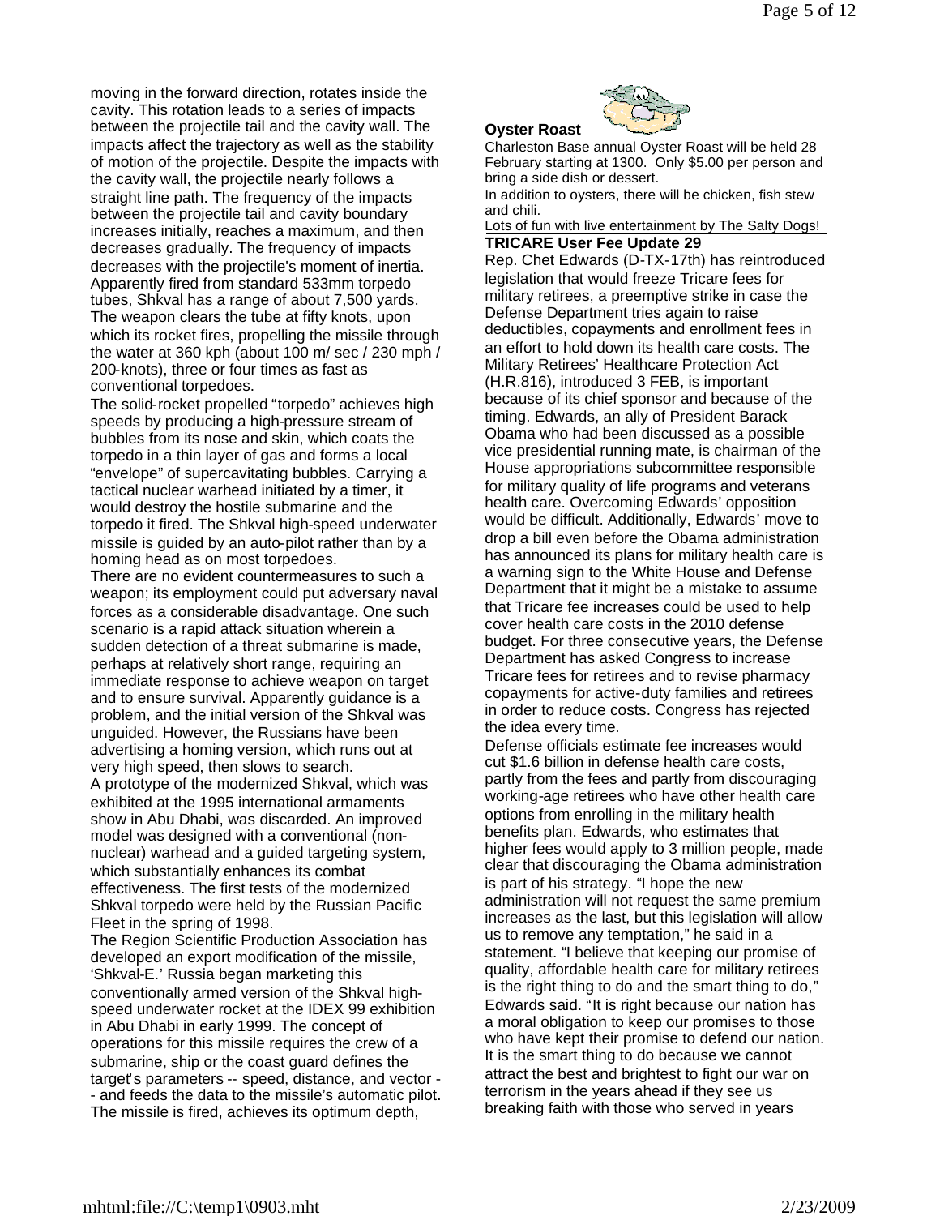moving in the forward direction, rotates inside the cavity. This rotation leads to a series of impacts between the projectile tail and the cavity wall. The impacts affect the trajectory as well as the stability of motion of the projectile. Despite the impacts with the cavity wall, the projectile nearly follows a straight line path. The frequency of the impacts between the projectile tail and cavity boundary increases initially, reaches a maximum, and then decreases gradually. The frequency of impacts decreases with the projectile's moment of inertia.
Apparently fired from standard 533mm torpedo tubes, Shkval has a range of about 7,500 yards. The weapon clears the tube at fifty knots, upon which its rocket fires, propelling the missile through the water at 360 kph (about 100 m/ sec / 230 mph / 200-knots), three or four times as fast as conventional torpedoes.
The solid-rocket propelled "torpedo" achieves high speeds by producing a high-pressure stream of bubbles from its nose and skin, which coats the torpedo in a thin layer of gas and forms a local "envelope" of supercavitating bubbles. Carrying a tactical nuclear warhead initiated by a timer, it would destroy the hostile submarine and the torpedo it fired. The Shkval high-speed underwater missile is guided by an auto-pilot rather than by a homing head as on most torpedoes.
There are no evident countermeasures to such a weapon; its employment could put adversary naval forces as a considerable disadvantage. One such scenario is a rapid attack situation wherein a sudden detection of a threat submarine is made, perhaps at relatively short range, requiring an immediate response to achieve weapon on target and to ensure survival. Apparently guidance is a problem, and the initial version of the Shkval was unguided. However, the Russians have been advertising a homing version, which runs out at very high speed, then slows to search.
A prototype of the modernized Shkval, which was exhibited at the 1995 international armaments show in Abu Dhabi, was discarded. An improved model was designed with a conventional (non-nuclear) warhead and a guided targeting system, which substantially enhances its combat effectiveness. The first tests of the modernized Shkval torpedo were held by the Russian Pacific Fleet in the spring of 1998.
The Region Scientific Production Association has developed an export modification of the missile, 'Shkval-E.' Russia began marketing this conventionally armed version of the Shkval high-speed underwater rocket at the IDEX 99 exhibition in Abu Dhabi in early 1999. The concept of operations for this missile requires the crew of a submarine, ship or the coast guard defines the target's parameters -- speed, distance, and vector -- and feeds the data to the missile's automatic pilot. The missile is fired, achieves its optimum depth,

**Oyster Roast**

Charleston Base annual Oyster Roast will be held 28 February starting at 1300. Only $5.00 per person and bring a side dish or dessert.
In addition to oysters, there will be chicken, fish stew and chili.
Lots of fun with live entertainment by The Salty Dogs!

**TRICARE User Fee Update 29**

Rep. Chet Edwards (D-TX-17th) has reintroduced legislation that would freeze Tricare fees for military retirees, a preemptive strike in case the Defense Department tries again to raise deductibles, copayments and enrollment fees in an effort to hold down its health care costs. The Military Retirees' Healthcare Protection Act (H.R.816), introduced 3 FEB, is important because of its chief sponsor and because of the timing. Edwards, an ally of President Barack Obama who had been discussed as a possible vice presidential running mate, is chairman of the House appropriations subcommittee responsible for military quality of life programs and veterans health care. Overcoming Edwards' opposition would be difficult. Additionally, Edwards' move to drop a bill even before the Obama administration has announced its plans for military health care is a warning sign to the White House and Defense Department that it might be a mistake to assume that Tricare fee increases could be used to help cover health care costs in the 2010 defense budget. For three consecutive years, the Defense Department has asked Congress to increase Tricare fees for retirees and to revise pharmacy copayments for active-duty families and retirees in order to reduce costs. Congress has rejected the idea every time.
Defense officials estimate fee increases would cut $1.6 billion in defense health care costs, partly from the fees and partly from discouraging working-age retirees who have other health care options from enrolling in the military health benefits plan. Edwards, who estimates that higher fees would apply to 3 million people, made clear that discouraging the Obama administration is part of his strategy. "I hope the new administration will not request the same premium increases as the last, but this legislation will allow us to remove any temptation," he said in a statement. "I believe that keeping our promise of quality, affordable health care for military retirees is the right thing to do and the smart thing to do," Edwards said. "It is right because our nation has a moral obligation to keep our promises to those who have kept their promise to defend our nation. It is the smart thing to do because we cannot attract the best and brightest to fight our war on terrorism in the years ahead if they see us breaking faith with those who served in years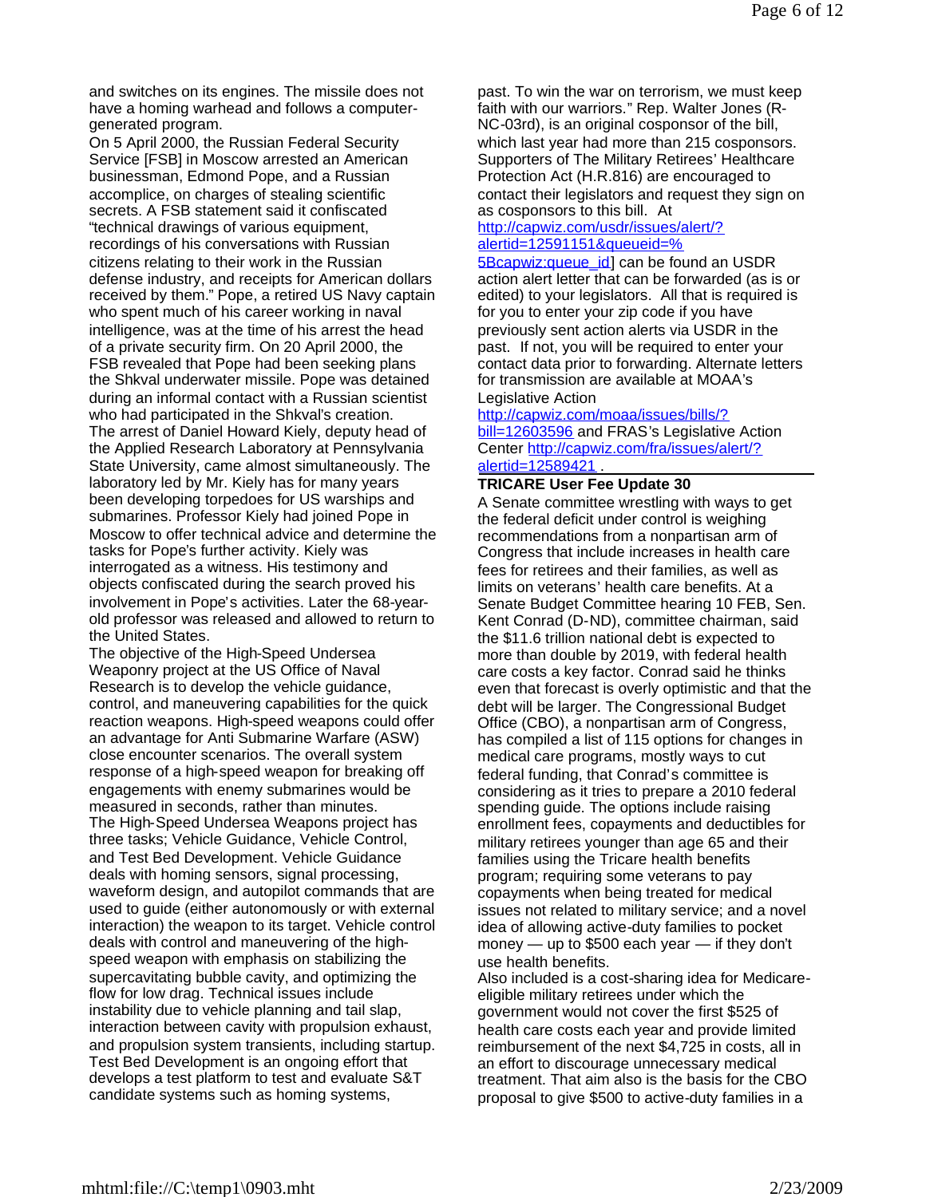and switches on its engines. The missile does not have a homing warhead and follows a computer-generated program.

On 5 April 2000, the Russian Federal Security Service [FSB] in Moscow arrested an American businessman, Edmond Pope, and a Russian accomplice, on charges of stealing scientific secrets. A FSB statement said it confiscated "technical drawings of various equipment, recordings of his conversations with Russian citizens relating to their work in the Russian defense industry, and receipts for American dollars received by them." Pope, a retired US Navy captain who spent much of his career working in naval intelligence, was at the time of his arrest the head of a private security firm. On 20 April 2000, the FSB revealed that Pope had been seeking plans the Shkval underwater missile. Pope was detained during an informal contact with a Russian scientist who had participated in the Shkval's creation.

The arrest of Daniel Howard Kiely, deputy head of the Applied Research Laboratory at Pennsylvania State University, came almost simultaneously. The laboratory led by Mr. Kiely has for many years been developing torpedoes for US warships and submarines. Professor Kiely had joined Pope in Moscow to offer technical advice and determine the tasks for Pope's further activity. Kiely was interrogated as a witness. His testimony and objects confiscated during the search proved his involvement in Pope's activities. Later the 68-year-old professor was released and allowed to return to the United States.

The objective of the High-Speed Undersea Weaponry project at the US Office of Naval Research is to develop the vehicle guidance, control, and maneuvering capabilities for the quick reaction weapons. High-speed weapons could offer an advantage for Anti Submarine Warfare (ASW) close encounter scenarios. The overall system response of a high-speed weapon for breaking off engagements with enemy submarines would be measured in seconds, rather than minutes.

The High-Speed Undersea Weapons project has three tasks; Vehicle Guidance, Vehicle Control, and Test Bed Development. Vehicle Guidance deals with homing sensors, signal processing, waveform design, and autopilot commands that are used to guide (either autonomously or with external interaction) the weapon to its target. Vehicle control deals with control and maneuvering of the high-speed weapon with emphasis on stabilizing the supercavitating bubble cavity, and optimizing the flow for low drag. Technical issues include instability due to vehicle planning and tail slap, interaction between cavity with propulsion exhaust, and propulsion system transients, including startup. Test Bed Development is an ongoing effort that develops a test platform to test and evaluate S&T candidate systems such as homing systems,

past. To win the war on terrorism, we must keep faith with our warriors." Rep. Walter Jones (R-NC-03rd), is an original cosponsor of the bill, which last year had more than 215 cosponsors. Supporters of The Military Retirees' Healthcare Protection Act (H.R.816) are encouraged to contact their legislators and request they sign on as cosponsors to this bill. At http://capwiz.com/usdr/issues/alert/?alertid=12591151&queueid=%5Bcapwiz:queue_id] can be found an USDR action alert letter that can be forwarded (as is or edited) to your legislators. All that is required is for you to enter your zip code if you have previously sent action alerts via USDR in the past. If not, you will be required to enter your contact data prior to forwarding. Alternate letters for transmission are available at MOAA's Legislative Action http://capwiz.com/moaa/issues/bills/?bill=12603596 and FRAS's Legislative Action Center http://capwiz.com/fra/issues/alert/?alertid=12589421 .

**TRICARE User Fee Update 30**

A Senate committee wrestling with ways to get the federal deficit under control is weighing recommendations from a nonpartisan arm of Congress that include increases in health care fees for retirees and their families, as well as limits on veterans' health care benefits. At a Senate Budget Committee hearing 10 FEB, Sen. Kent Conrad (D-ND), committee chairman, said the $11.6 trillion national debt is expected to more than double by 2019, with federal health care costs a key factor. Conrad said he thinks even that forecast is overly optimistic and that the debt will be larger. The Congressional Budget Office (CBO), a nonpartisan arm of Congress, has compiled a list of 115 options for changes in medical care programs, mostly ways to cut federal funding, that Conrad's committee is considering as it tries to prepare a 2010 federal spending guide. The options include raising enrollment fees, copayments and deductibles for military retirees younger than age 65 and their families using the Tricare health benefits program; requiring some veterans to pay copayments when being treated for medical issues not related to military service; and a novel idea of allowing active-duty families to pocket money — up to $500 each year — if they don't use health benefits.

Also included is a cost-sharing idea for Medicare-eligible military retirees under which the government would not cover the first $525 of health care costs each year and provide limited reimbursement of the next $4,725 in costs, all in an effort to discourage unnecessary medical treatment. That aim also is the basis for the CBO proposal to give $500 to active-duty families in a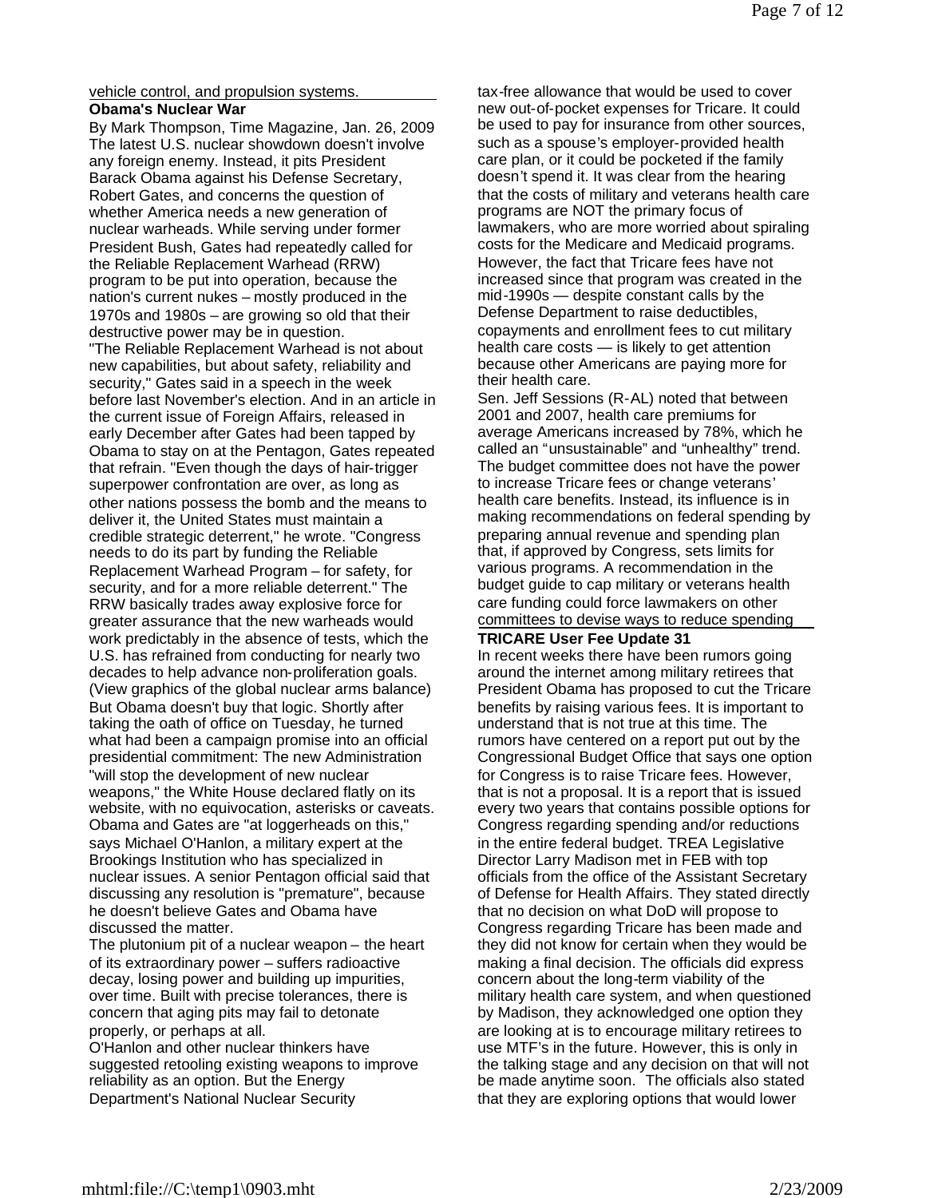vehicle control, and propulsion systems.

**Obama's Nuclear War**

By Mark Thompson, Time Magazine, Jan. 26, 2009

The latest U.S. nuclear showdown doesn't involve any foreign enemy. Instead, it pits President Barack Obama against his Defense Secretary, Robert Gates, and concerns the question of whether America needs a new generation of nuclear warheads. While serving under former President Bush, Gates had repeatedly called for the Reliable Replacement Warhead (RRW) program to be put into operation, because the nation's current nukes – mostly produced in the 1970s and 1980s – are growing so old that their destructive power may be in question.

"The Reliable Replacement Warhead is not about new capabilities, but about safety, reliability and security," Gates said in a speech in the week before last November's election. And in an article in the current issue of Foreign Affairs, released in early December after Gates had been tapped by Obama to stay on at the Pentagon, Gates repeated that refrain. "Even though the days of hair-trigger superpower confrontation are over, as long as other nations possess the bomb and the means to deliver it, the United States must maintain a credible strategic deterrent," he wrote. "Congress needs to do its part by funding the Reliable Replacement Warhead Program – for safety, for security, and for a more reliable deterrent." The RRW basically trades away explosive force for greater assurance that the new warheads would work predictably in the absence of tests, which the U.S. has refrained from conducting for nearly two decades to help advance non-proliferation goals. (View graphics of the global nuclear arms balance)

But Obama doesn't buy that logic. Shortly after taking the oath of office on Tuesday, he turned what had been a campaign promise into an official presidential commitment: The new Administration "will stop the development of new nuclear weapons," the White House declared flatly on its website, with no equivocation, asterisks or caveats. Obama and Gates are "at loggerheads on this," says Michael O'Hanlon, a military expert at the Brookings Institution who has specialized in nuclear issues. A senior Pentagon official said that discussing any resolution is "premature", because he doesn't believe Gates and Obama have discussed the matter.

The plutonium pit of a nuclear weapon – the heart of its extraordinary power – suffers radioactive decay, losing power and building up impurities, over time. Built with precise tolerances, there is concern that aging pits may fail to detonate properly, or perhaps at all.

O'Hanlon and other nuclear thinkers have suggested retooling existing weapons to improve reliability as an option. But the Energy Department's National Nuclear Security

tax-free allowance that would be used to cover new out-of-pocket expenses for Tricare. It could be used to pay for insurance from other sources, such as a spouse's employer-provided health care plan, or it could be pocketed if the family doesn't spend it. It was clear from the hearing that the costs of military and veterans health care programs are NOT the primary focus of lawmakers, who are more worried about spiraling costs for the Medicare and Medicaid programs. However, the fact that Tricare fees have not increased since that program was created in the mid-1990s — despite constant calls by the Defense Department to raise deductibles, copayments and enrollment fees to cut military health care costs — is likely to get attention because other Americans are paying more for their health care.

Sen. Jeff Sessions (R-AL) noted that between 2001 and 2007, health care premiums for average Americans increased by 78%, which he called an "unsustainable" and "unhealthy" trend. The budget committee does not have the power to increase Tricare fees or change veterans' health care benefits. Instead, its influence is in making recommendations on federal spending by preparing annual revenue and spending plan that, if approved by Congress, sets limits for various programs. A recommendation in the budget guide to cap military or veterans health care funding could force lawmakers on other committees to devise ways to reduce spending

**TRICARE User Fee Update 31**

In recent weeks there have been rumors going around the internet among military retirees that President Obama has proposed to cut the Tricare benefits by raising various fees. It is important to understand that is not true at this time. The rumors have centered on a report put out by the Congressional Budget Office that says one option for Congress is to raise Tricare fees. However, that is not a proposal. It is a report that is issued every two years that contains possible options for Congress regarding spending and/or reductions in the entire federal budget. TREA Legislative Director Larry Madison met in FEB with top officials from the office of the Assistant Secretary of Defense for Health Affairs. They stated directly that no decision on what DoD will propose to Congress regarding Tricare has been made and they did not know for certain when they would be making a final decision. The officials did express concern about the long-term viability of the military health care system, and when questioned by Madison, they acknowledged one option they are looking at is to encourage military retirees to use MTF's in the future. However, this is only in the talking stage and any decision on that will not be made anytime soon. The officials also stated that they are exploring options that would lower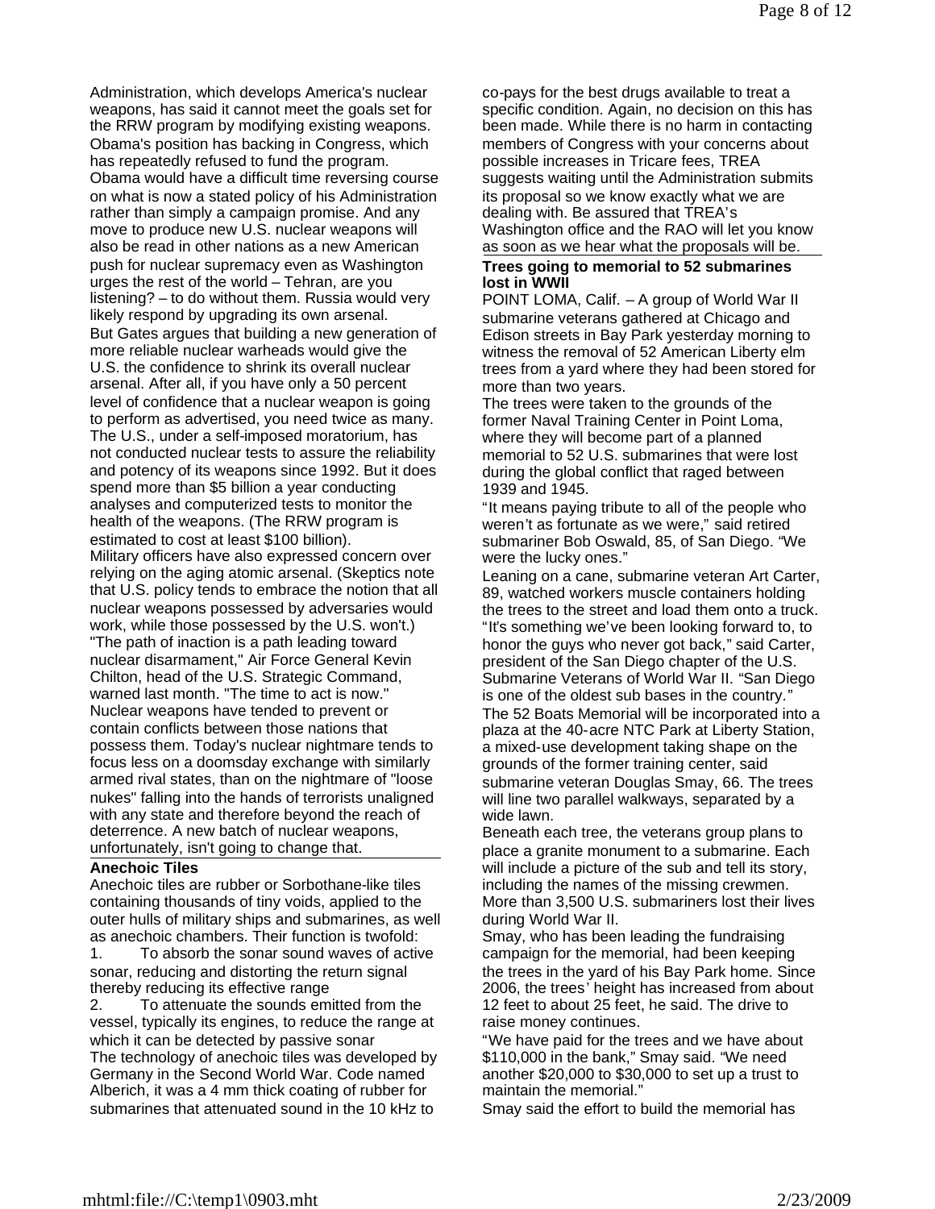Administration, which develops America's nuclear weapons, has said it cannot meet the goals set for the RRW program by modifying existing weapons. Obama's position has backing in Congress, which has repeatedly refused to fund the program. Obama would have a difficult time reversing course on what is now a stated policy of his Administration rather than simply a campaign promise. And any move to produce new U.S. nuclear weapons will also be read in other nations as a new American push for nuclear supremacy even as Washington urges the rest of the world – Tehran, are you listening? – to do without them. Russia would very likely respond by upgrading its own arsenal.

But Gates argues that building a new generation of more reliable nuclear warheads would give the U.S. the confidence to shrink its overall nuclear arsenal. After all, if you have only a 50 percent level of confidence that a nuclear weapon is going to perform as advertised, you need twice as many. The U.S., under a self-imposed moratorium, has not conducted nuclear tests to assure the reliability and potency of its weapons since 1992. But it does spend more than $5 billion a year conducting analyses and computerized tests to monitor the health of the weapons. (The RRW program is estimated to cost at least $100 billion).

Military officers have also expressed concern over relying on the aging atomic arsenal. (Skeptics note that U.S. policy tends to embrace the notion that all nuclear weapons possessed by adversaries would work, while those possessed by the U.S. won't.) "The path of inaction is a path leading toward nuclear disarmament," Air Force General Kevin Chilton, head of the U.S. Strategic Command, warned last month. "The time to act is now."

Nuclear weapons have tended to prevent or contain conflicts between those nations that possess them. Today's nuclear nightmare tends to focus less on a doomsday exchange with similarly armed rival states, than on the nightmare of "loose nukes" falling into the hands of terrorists unaligned with any state and therefore beyond the reach of deterrence. A new batch of nuclear weapons, unfortunately, isn't going to change that.

**Anechoic Tiles**

Anechoic tiles are rubber or Sorbothane-like tiles containing thousands of tiny voids, applied to the outer hulls of military ships and submarines, as well as anechoic chambers. Their function is twofold:

1. To absorb the sonar sound waves of active sonar, reducing and distorting the return signal thereby reducing its effective range
2. To attenuate the sounds emitted from the vessel, typically its engines, to reduce the range at which it can be detected by passive sonar

The technology of anechoic tiles was developed by Germany in the Second World War. Code named Alberich, it was a 4 mm thick coating of rubber for submarines that attenuated sound in the 10 kHz to

co-pays for the best drugs available to treat a specific condition. Again, no decision on this has been made. While there is no harm in contacting members of Congress with your concerns about possible increases in Tricare fees, TREA suggests waiting until the Administration submits its proposal so we know exactly what we are dealing with. Be assured that TREA's Washington office and the RAO will let you know as soon as we hear what the proposals will be.

**Trees going to memorial to 52 submarines lost in WWII**

POINT LOMA, Calif. – A group of World War II submarine veterans gathered at Chicago and Edison streets in Bay Park yesterday morning to witness the removal of 52 American Liberty elm trees from a yard where they had been stored for more than two years.

The trees were taken to the grounds of the former Naval Training Center in Point Loma, where they will become part of a planned memorial to 52 U.S. submarines that were lost during the global conflict that raged between 1939 and 1945.

"It means paying tribute to all of the people who weren't as fortunate as we were," said retired submariner Bob Oswald, 85, of San Diego. "We were the lucky ones."

Leaning on a cane, submarine veteran Art Carter, 89, watched workers muscle containers holding the trees to the street and load them onto a truck. "It's something we've been looking forward to, to honor the guys who never got back," said Carter, president of the San Diego chapter of the U.S. Submarine Veterans of World War II. "San Diego is one of the oldest sub bases in the country."

The 52 Boats Memorial will be incorporated into a plaza at the 40-acre NTC Park at Liberty Station, a mixed-use development taking shape on the grounds of the former training center, said submarine veteran Douglas Smay, 66. The trees will line two parallel walkways, separated by a wide lawn.

Beneath each tree, the veterans group plans to place a granite monument to a submarine. Each will include a picture of the sub and tell its story, including the names of the missing crewmen. More than 3,500 U.S. submariners lost their lives during World War II.

Smay, who has been leading the fundraising campaign for the memorial, had been keeping the trees in the yard of his Bay Park home. Since 2006, the trees' height has increased from about 12 feet to about 25 feet, he said. The drive to raise money continues.

"We have paid for the trees and we have about $110,000 in the bank," Smay said. "We need another $20,000 to $30,000 to set up a trust to maintain the memorial."

Smay said the effort to build the memorial has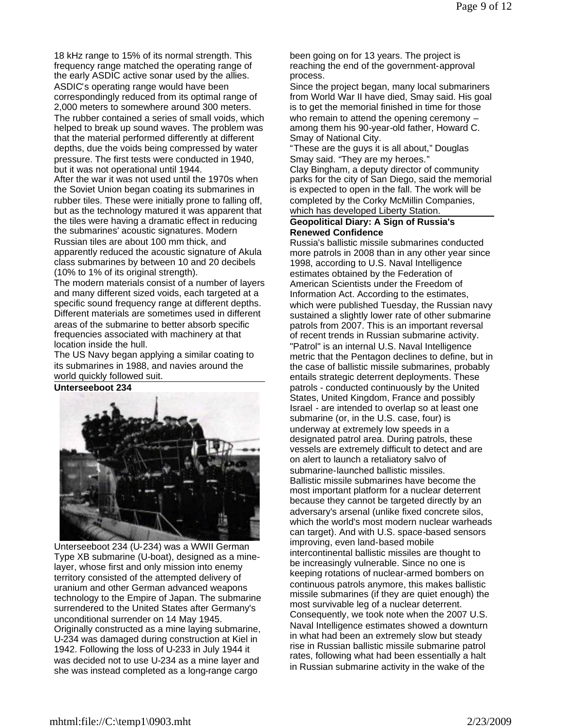18 kHz range to 15% of its normal strength. This frequency range matched the operating range of the early ASDIC active sonar used by the allies. ASDIC's operating range would have been correspondingly reduced from its optimal range of 2,000 meters to somewhere around 300 meters. The rubber contained a series of small voids, which helped to break up sound waves. The problem was that the material performed differently at different depths, due the voids being compressed by water pressure. The first tests were conducted in 1940, but it was not operational until 1944.

After the war it was not used until the 1970s when the Soviet Union began coating its submarines in rubber tiles. These were initially prone to falling off, but as the technology matured it was apparent that the tiles were having a dramatic effect in reducing the submarines' acoustic signatures. Modern Russian tiles are about 100 mm thick, and apparently reduced the acoustic signature of Akula class submarines by between 10 and 20 decibels (10% to 1% of its original strength).

The modern materials consist of a number of layers and many different sized voids, each targeted at a specific sound frequency range at different depths. Different materials are sometimes used in different areas of the submarine to better absorb specific frequencies associated with machinery at that location inside the hull.

The US Navy began applying a similar coating to its submarines in 1988, and navies around the world quickly followed suit.

**Unterseeboot 234**

Unterseeboot 234 (U-234) was a WWII German Type XB submarine (U-boat), designed as a mine-layer, whose first and only mission into enemy territory consisted of the attempted delivery of uranium and other German advanced weapons technology to the Empire of Japan. The submarine surrendered to the United States after Germany's unconditional surrender on 14 May 1945.

Originally constructed as a mine laying submarine, U-234 was damaged during construction at Kiel in 1942. Following the loss of U-233 in July 1944 it was decided not to use U-234 as a mine layer and she was instead completed as a long-range cargo

been going on for 13 years. The project is reaching the end of the government-approval process.

Since the project began, many local submariners from World War II have died, Smay said. His goal is to get the memorial finished in time for those who remain to attend the opening ceremony – among them his 90-year-old father, Howard C. Smay of National City.

"These are the guys it is all about," Douglas Smay said. "They are my heroes."

Clay Bingham, a deputy director of community parks for the city of San Diego, said the memorial is expected to open in the fall. The work will be completed by the Corky McMillin Companies, which has developed Liberty Station.

**Geopolitical Diary: A Sign of Russia's Renewed Confidence**

Russia's ballistic missile submarines conducted more patrols in 2008 than in any other year since 1998, according to U.S. Naval Intelligence estimates obtained by the Federation of American Scientists under the Freedom of Information Act. According to the estimates, which were published Tuesday, the Russian navy sustained a slightly lower rate of other submarine patrols from 2007. This is an important reversal of recent trends in Russian submarine activity.

"Patrol" is an internal U.S. Naval Intelligence metric that the Pentagon declines to define, but in the case of ballistic missile submarines, probably entails strategic deterrent deployments. These patrols - conducted continuously by the United States, United Kingdom, France and possibly Israel - are intended to overlap so at least one submarine (or, in the U.S. case, four) is underway at extremely low speeds in a designated patrol area. During patrols, these vessels are extremely difficult to detect and are on alert to launch a retaliatory salvo of submarine-launched ballistic missiles.

Ballistic missile submarines have become the most important platform for a nuclear deterrent because they cannot be targeted directly by an adversary's arsenal (unlike fixed concrete silos, which the world's most modern nuclear warheads can target). And with U.S. space-based sensors improving, even land-based mobile intercontinental ballistic missiles are thought to be increasingly vulnerable. Since no one is keeping rotations of nuclear-armed bombers on continuous patrols anymore, this makes ballistic missile submarines (if they are quiet enough) the most survivable leg of a nuclear deterrent. Consequently, we took note when the 2007 U.S. Naval Intelligence estimates showed a downturn in what had been an extremely slow but steady rise in Russian ballistic missile submarine patrol rates, following what had been essentially a halt in Russian submarine activity in the wake of the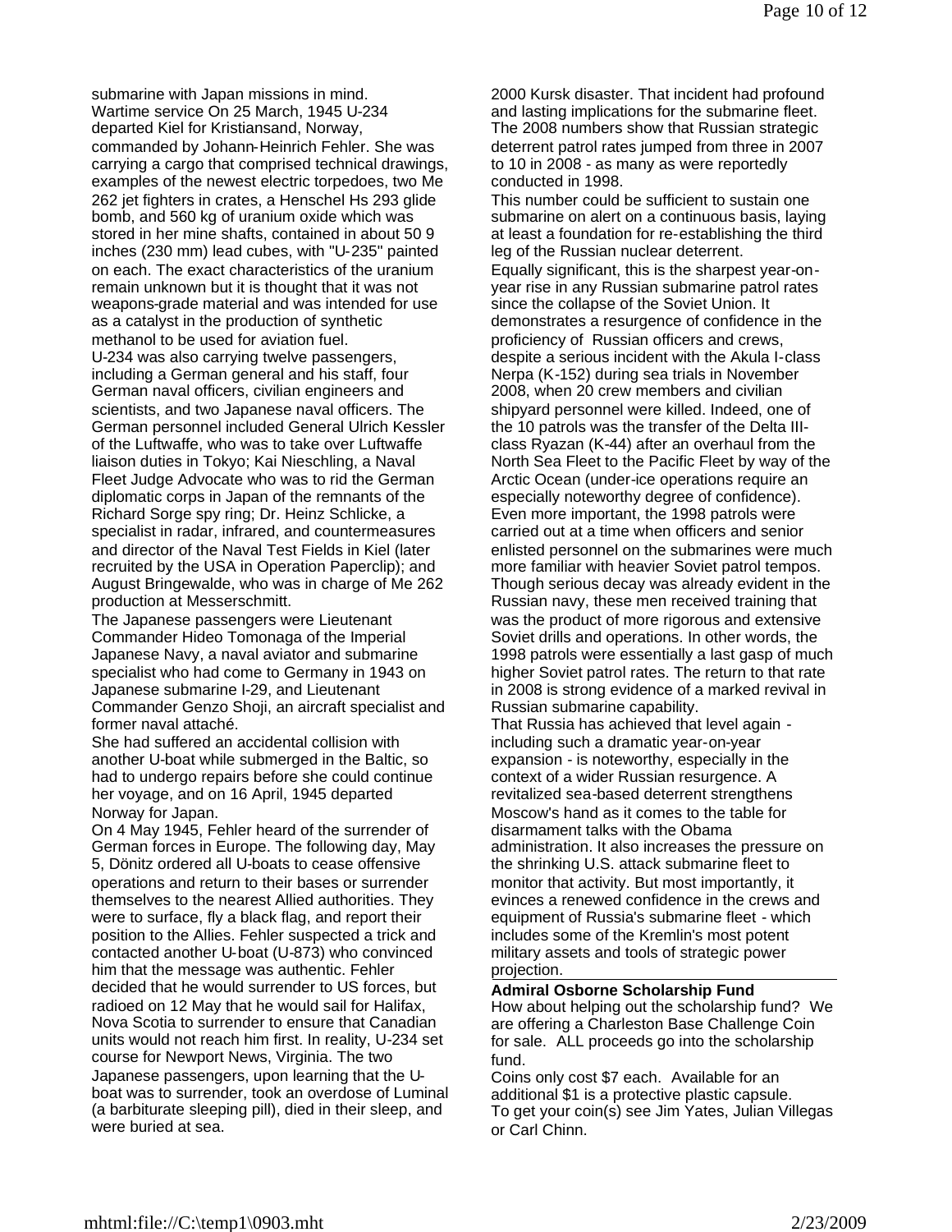submarine with Japan missions in mind.
Wartime service On 25 March, 1945 U-234 departed Kiel for Kristiansand, Norway, commanded by Johann-Heinrich Fehler. She was carrying a cargo that comprised technical drawings, examples of the newest electric torpedoes, two Me 262 jet fighters in crates, a Henschel Hs 293 glide bomb, and 560 kg of uranium oxide which was stored in her mine shafts, contained in about 50 9 inches (230 mm) lead cubes, with "U-235" painted on each. The exact characteristics of the uranium remain unknown but it is thought that it was not weapons-grade material and was intended for use as a catalyst in the production of synthetic methanol to be used for aviation fuel.

U-234 was also carrying twelve passengers, including a German general and his staff, four German naval officers, civilian engineers and scientists, and two Japanese naval officers. The German personnel included General Ulrich Kessler of the Luftwaffe, who was to take over Luftwaffe liaison duties in Tokyo; Kai Nieschling, a Naval Fleet Judge Advocate who was to rid the German diplomatic corps in Japan of the remnants of the Richard Sorge spy ring; Dr. Heinz Schlicke, a specialist in radar, infrared, and countermeasures and director of the Naval Test Fields in Kiel (later recruited by the USA in Operation Paperclip); and August Bringewalde, who was in charge of Me 262 production at Messerschmitt.

The Japanese passengers were Lieutenant Commander Hideo Tomonaga of the Imperial Japanese Navy, a naval aviator and submarine specialist who had come to Germany in 1943 on Japanese submarine I-29, and Lieutenant Commander Genzo Shoji, an aircraft specialist and former naval attaché.

She had suffered an accidental collision with another U-boat while submerged in the Baltic, so had to undergo repairs before she could continue her voyage, and on 16 April, 1945 departed Norway for Japan.

On 4 May 1945, Fehler heard of the surrender of German forces in Europe. The following day, May 5, Dönitz ordered all U-boats to cease offensive operations and return to their bases or surrender themselves to the nearest Allied authorities. They were to surface, fly a black flag, and report their position to the Allies. Fehler suspected a trick and contacted another U-boat (U-873) who convinced him that the message was authentic. Fehler decided that he would surrender to US forces, but radioed on 12 May that he would sail for Halifax, Nova Scotia to surrender to ensure that Canadian units would not reach him first. In reality, U-234 set course for Newport News, Virginia. The two Japanese passengers, upon learning that the U-boat was to surrender, took an overdose of Luminal (a barbiturate sleeping pill), died in their sleep, and were buried at sea.

2000 Kursk disaster. That incident had profound and lasting implications for the submarine fleet. The 2008 numbers show that Russian strategic deterrent patrol rates jumped from three in 2007 to 10 in 2008 - as many as were reportedly conducted in 1998.

This number could be sufficient to sustain one submarine on alert on a continuous basis, laying at least a foundation for re-establishing the third leg of the Russian nuclear deterrent.

Equally significant, this is the sharpest year-on-year rise in any Russian submarine patrol rates since the collapse of the Soviet Union. It demonstrates a resurgence of confidence in the proficiency of Russian officers and crews, despite a serious incident with the Akula I-class Nerpa (K-152) during sea trials in November 2008, when 20 crew members and civilian shipyard personnel were killed. Indeed, one of the 10 patrols was the transfer of the Delta III-class Ryazan (K-44) after an overhaul from the North Sea Fleet to the Pacific Fleet by way of the Arctic Ocean (under-ice operations require an especially noteworthy degree of confidence).

Even more important, the 1998 patrols were carried out at a time when officers and senior enlisted personnel on the submarines were much more familiar with heavier Soviet patrol tempos. Though serious decay was already evident in the Russian navy, these men received training that was the product of more rigorous and extensive Soviet drills and operations. In other words, the 1998 patrols were essentially a last gasp of much higher Soviet patrol rates. The return to that rate in 2008 is strong evidence of a marked revival in Russian submarine capability.

That Russia has achieved that level again - including such a dramatic year-on-year expansion - is noteworthy, especially in the context of a wider Russian resurgence. A revitalized sea-based deterrent strengthens Moscow's hand as it comes to the table for disarmament talks with the Obama administration. It also increases the pressure on the shrinking U.S. attack submarine fleet to monitor that activity. But most importantly, it evinces a renewed confidence in the crews and equipment of Russia's submarine fleet - which includes some of the Kremlin's most potent military assets and tools of strategic power projection.

**Admiral Osborne Scholarship Fund**

How about helping out the scholarship fund? We are offering a Charleston Base Challenge Coin for sale. ALL proceeds go into the scholarship fund.

Coins only cost $7 each. Available for an additional $1 is a protective plastic capsule.
To get your coin(s) see Jim Yates, Julian Villegas or Carl Chinn.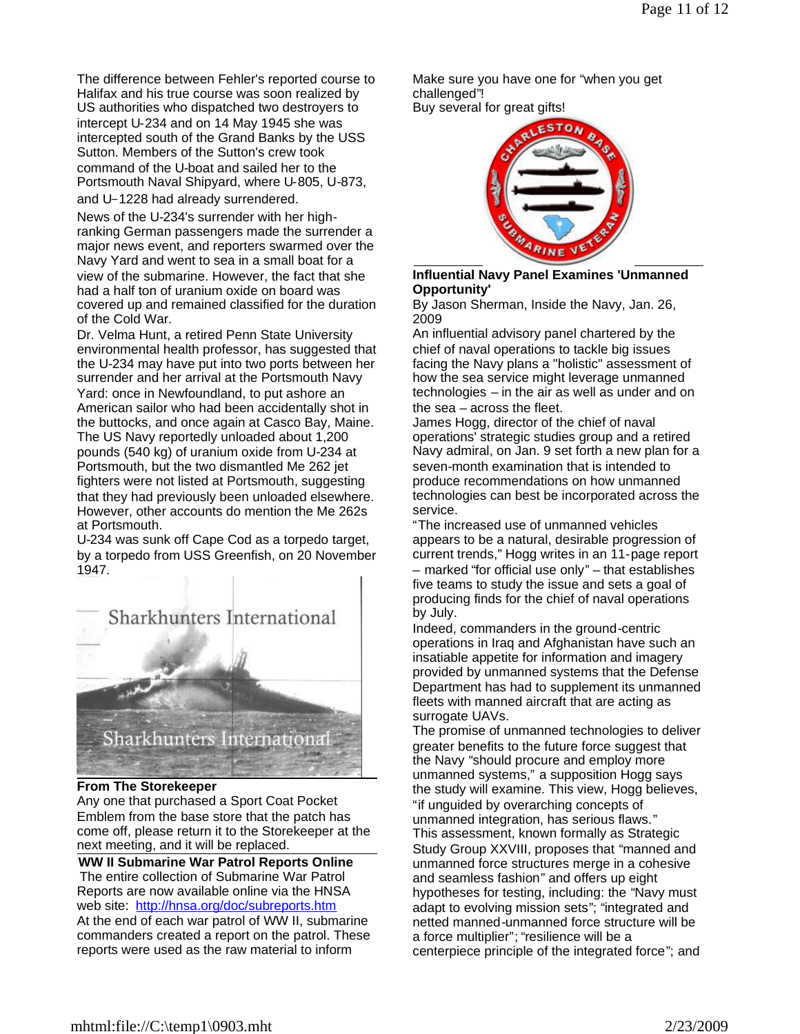The difference between Fehler's reported course to Halifax and his true course was soon realized by US authorities who dispatched two destroyers to intercept U-234 and on 14 May 1945 she was intercepted south of the Grand Banks by the USS Sutton. Members of the Sutton's crew took command of the U-boat and sailed her to the Portsmouth Naval Shipyard, where U-805, U-873, and U-1228 had already surrendered.

News of the U-234's surrender with her high-ranking German passengers made the surrender a major news event, and reporters swarmed over the Navy Yard and went to sea in a small boat for a view of the submarine. However, the fact that she had a half ton of uranium oxide on board was covered up and remained classified for the duration of the Cold War.

Dr. Velma Hunt, a retired Penn State University environmental health professor, has suggested that the U-234 may have put into two ports between her surrender and her arrival at the Portsmouth Navy Yard: once in Newfoundland, to put ashore an American sailor who had been accidentally shot in the buttocks, and once again at Casco Bay, Maine. The US Navy reportedly unloaded about 1,200 pounds (540 kg) of uranium oxide from U-234 at Portsmouth, but the two dismantled Me 262 jet fighters were not listed at Portsmouth, suggesting that they had previously been unloaded elsewhere. However, other accounts do mention the Me 262s at Portsmouth.

U-234 was sunk off Cape Cod as a torpedo target, by a torpedo from USS Greenfish, on 20 November 1947.

**From The Storekeeper**

Any one that purchased a Sport Coat Pocket Emblem from the base store that the patch has come off, please return it to the Storekeeper at the next meeting, and it will be replaced.

Make sure you have one for "when you get challenged"!

Buy several for great gifts!

**WW II Submarine War Patrol Reports Online**

The entire collection of Submarine War Patrol Reports are now available online via the HNSA web site: http://hnsa.org/doc/subreports.htm

At the end of each war patrol of WW II, submarine commanders created a report on the patrol. These reports were used as the raw material to inform

**Influential Navy Panel Examines 'Unmanned Opportunity'**

By Jason Sherman, Inside the Navy, Jan. 26, 2009

An influential advisory panel chartered by the chief of naval operations to tackle big issues facing the Navy plans a "holistic" assessment of how the sea service might leverage unmanned technologies – in the air as well as under and on the sea – across the fleet.

James Hogg, director of the chief of naval operations' strategic studies group and a retired Navy admiral, on Jan. 9 set forth a new plan for a seven-month examination that is intended to produce recommendations on how unmanned technologies can best be incorporated across the service.

"The increased use of unmanned vehicles appears to be a natural, desirable progression of current trends," Hogg writes in an 11-page report – marked "for official use only" – that establishes five teams to study the issue and sets a goal of producing finds for the chief of naval operations by July.

Indeed, commanders in the ground-centric operations in Iraq and Afghanistan have such an insatiable appetite for information and imagery provided by unmanned systems that the Defense Department has had to supplement its unmanned fleets with manned aircraft that are acting as surrogate UAVs.

The promise of unmanned technologies to deliver greater benefits to the future force suggest that the Navy "should procure and employ more unmanned systems," a supposition Hogg says the study will examine. This view, Hogg believes, "if unguided by overarching concepts of unmanned integration, has serious flaws."

This assessment, known formally as Strategic Study Group XXVIII, proposes that "manned and unmanned force structures merge in a cohesive and seamless fashion" and offers up eight hypotheses for testing, including: the "Navy must adapt to evolving mission sets"; "integrated and netted manned-unmanned force structure will be a force multiplier"; "resilience will be a centerpiece principle of the integrated force"; and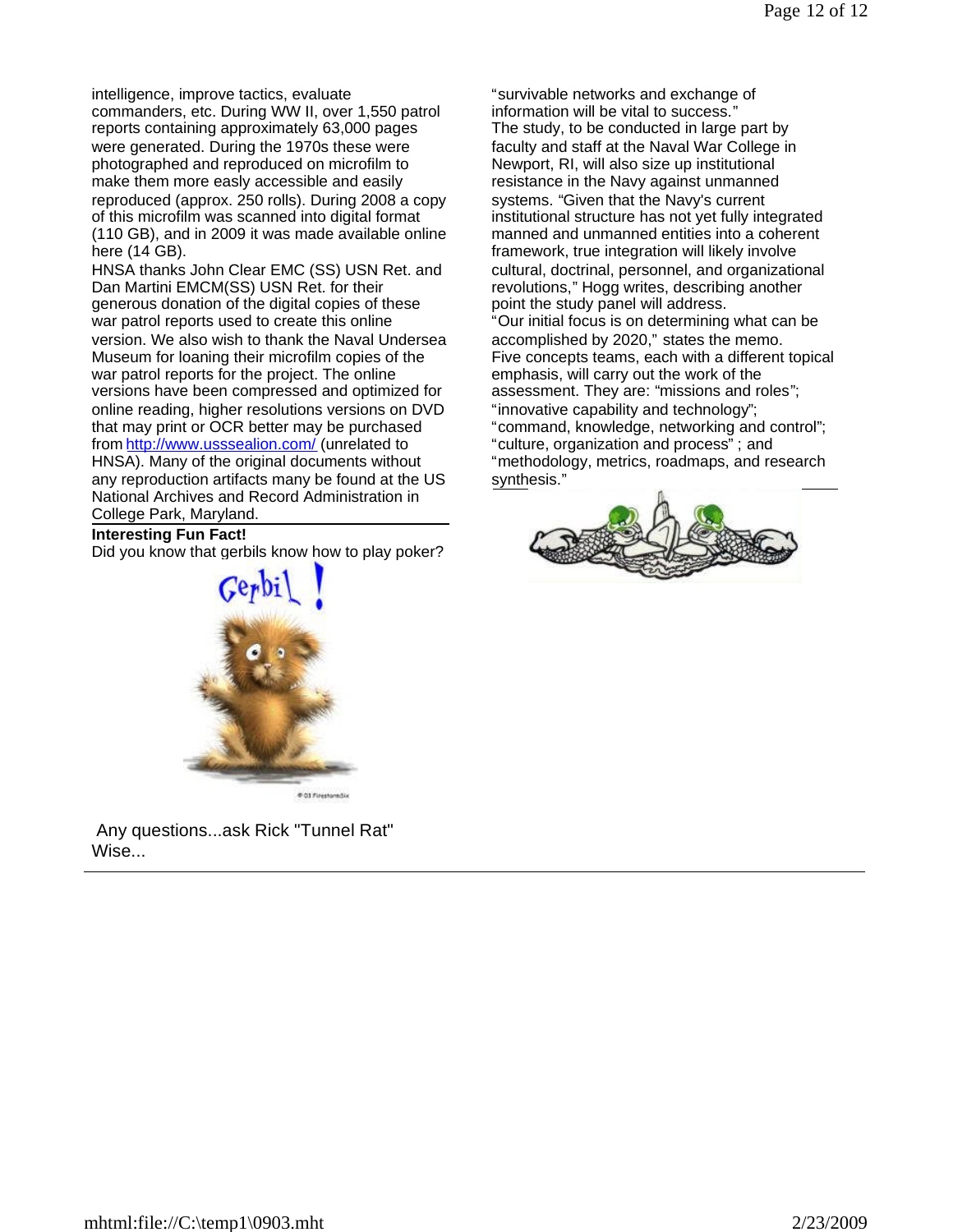intelligence, improve tactics, evaluate commanders, etc. During WW II, over 1,550 patrol reports containing approximately 63,000 pages were generated. During the 1970s these were photographed and reproduced on microfilm to make them more easily accessible and easily reproduced (approx. 250 rolls). During 2008 a copy of this microfilm was scanned into digital format (110 GB), and in 2009 it was made available online here (14 GB).

HNSA thanks John Clear EMC (SS) USN Ret. and Dan Martini EMCM(SS) USN Ret. for their generous donation of the digital copies of these war patrol reports used to create this online version. We also wish to thank the Naval Undersea Museum for loaning their microfilm copies of the war patrol reports for the project. The online versions have been compressed and optimized for online reading, higher resolutions versions on DVD that may print or OCR better may be purchased from http://www.usssealion.com/ (unrelated to HNSA). Many of the original documents without any reproduction artifacts many be found at the US National Archives and Record Administration in College Park, Maryland.

**Interesting Fun Fact!**

Did you know that gerbils know how to play poker?

Any questions...ask Rick "Tunnel Rat" Wise...

"survivable networks and exchange of information will be vital to success."

The study, to be conducted in large part by faculty and staff at the Naval War College in Newport, RI, will also size up institutional resistance in the Navy against unmanned systems. "Given that the Navy's current institutional structure has not yet fully integrated manned and unmanned entities into a coherent framework, true integration will likely involve cultural, doctrinal, personnel, and organizational revolutions," Hogg writes, describing another point the study panel will address.

"Our initial focus is on determining what can be accomplished by 2020," states the memo.

Five concepts teams, each with a different topical emphasis, will carry out the work of the assessment. They are: "missions and roles"; "innovative capability and technology"; "command, knowledge, networking and control"; "culture, organization and process"; and "methodology, metrics, roadmaps, and research synthesis."